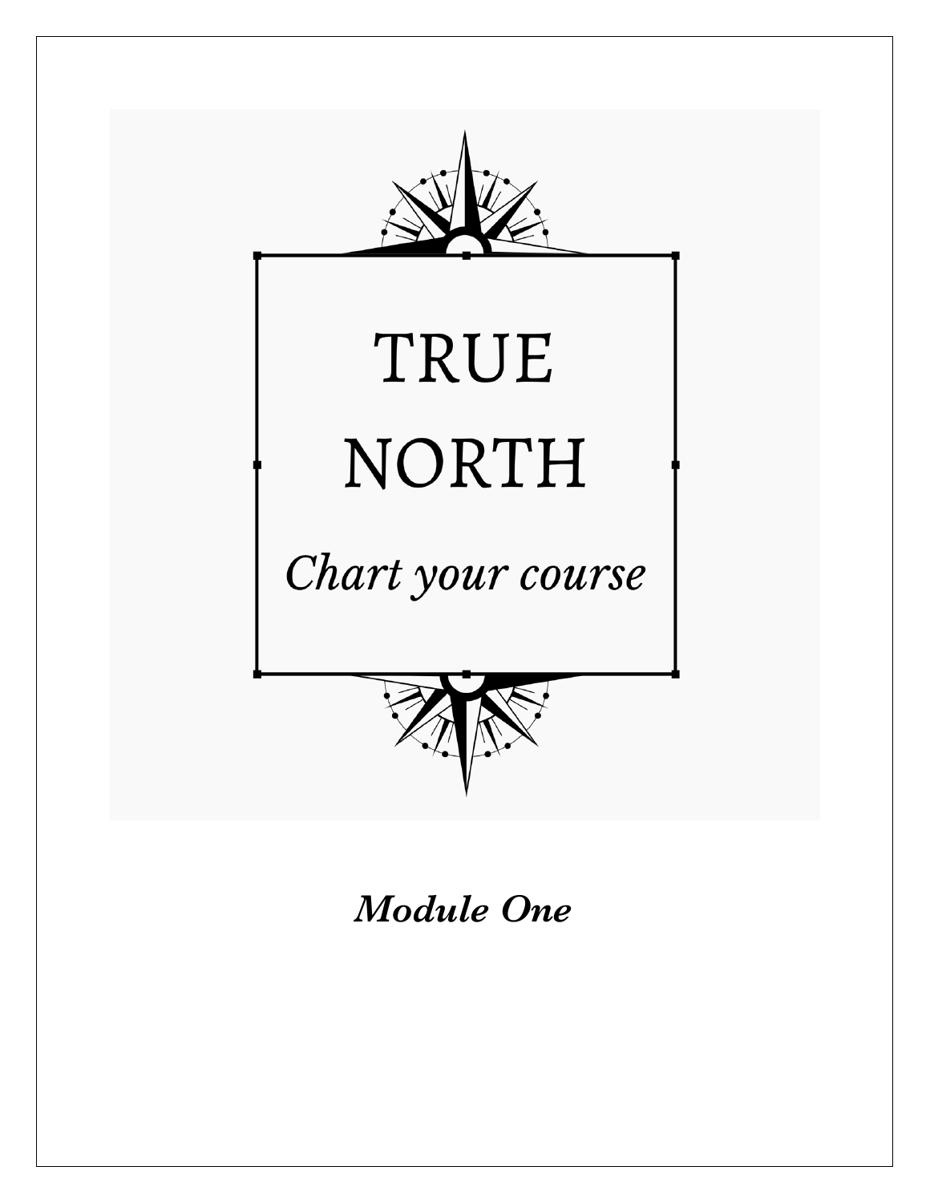# TRUE NORTH

*Chart your course*

***Module One***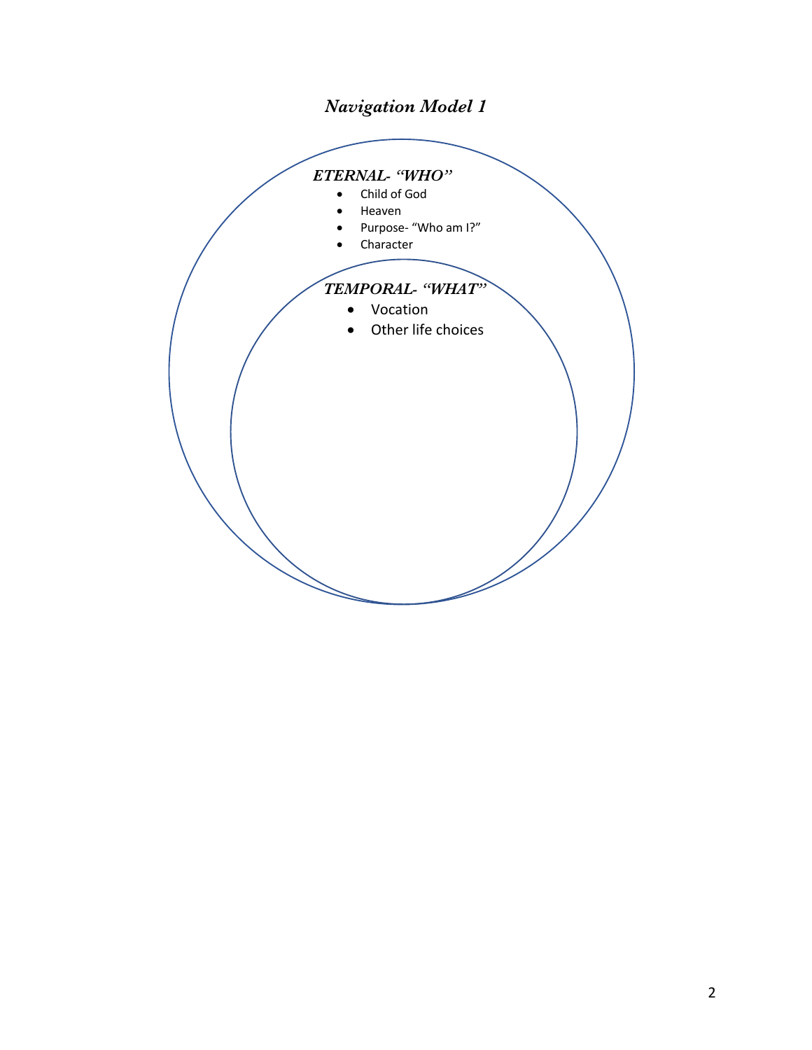## *Navigation Model 1*

***ETERNAL- "WHO"***

- Child of God
- Heaven
- Purpose- "Who am I?"
- Character

***TEMPORAL- "WHAT"***

- Vocation
- Other life choices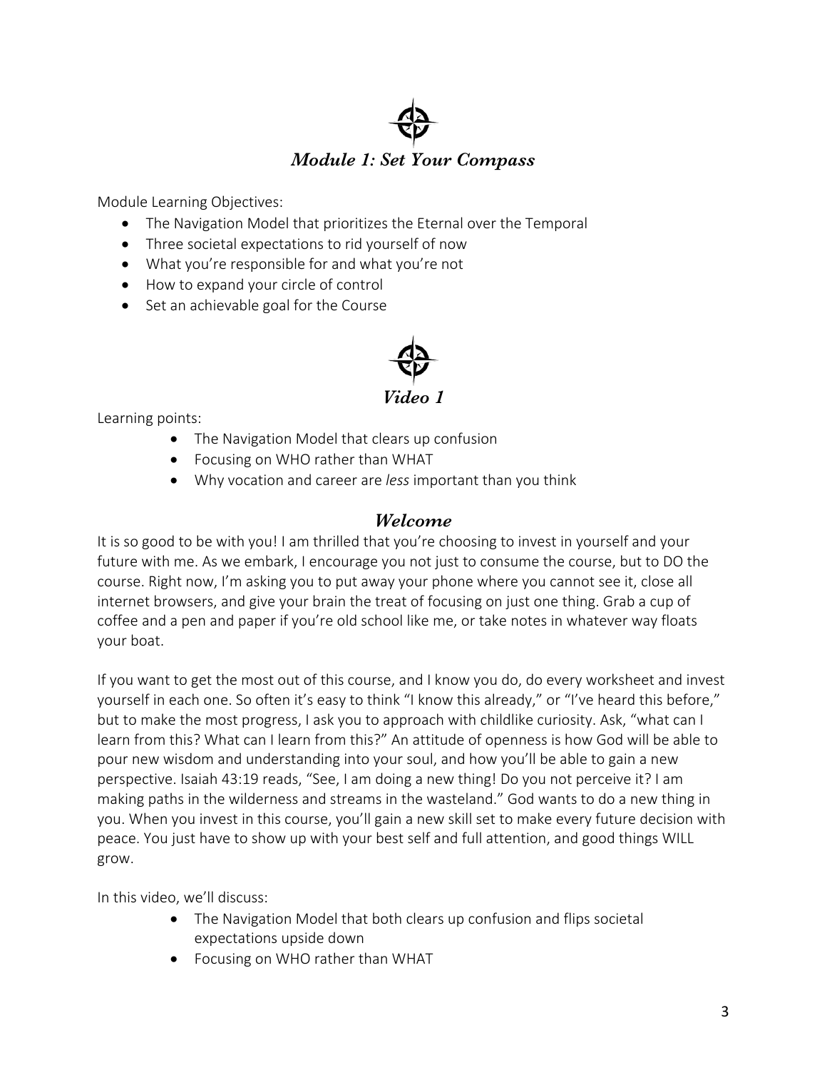## *Module 1: Set Your Compass*

Module Learning Objectives:

- The Navigation Model that prioritizes the Eternal over the Temporal
- Three societal expectations to rid yourself of now
- What you're responsible for and what you're not
- How to expand your circle of control
- Set an achievable goal for the Course

### *Video 1*

Learning points:

- The Navigation Model that clears up confusion
- Focusing on WHO rather than WHAT
- Why vocation and career are *less* important than you think

### *Welcome*

It is so good to be with you! I am thrilled that you're choosing to invest in yourself and your future with me. As we embark, I encourage you not just to consume the course, but to DO the course. Right now, I'm asking you to put away your phone where you cannot see it, close all internet browsers, and give your brain the treat of focusing on just one thing. Grab a cup of coffee and a pen and paper if you're old school like me, or take notes in whatever way floats your boat.

If you want to get the most out of this course, and I know you do, do every worksheet and invest yourself in each one. So often it's easy to think "I know this already," or "I've heard this before," but to make the most progress, I ask you to approach with childlike curiosity. Ask, "what can I learn from this? What can I learn from this?" An attitude of openness is how God will be able to pour new wisdom and understanding into your soul, and how you'll be able to gain a new perspective. Isaiah 43:19 reads, "See, I am doing a new thing! Do you not perceive it? I am making paths in the wilderness and streams in the wasteland." God wants to do a new thing in you. When you invest in this course, you'll gain a new skill set to make every future decision with peace. You just have to show up with your best self and full attention, and good things WILL grow.

In this video, we'll discuss:

- The Navigation Model that both clears up confusion and flips societal expectations upside down
- Focusing on WHO rather than WHAT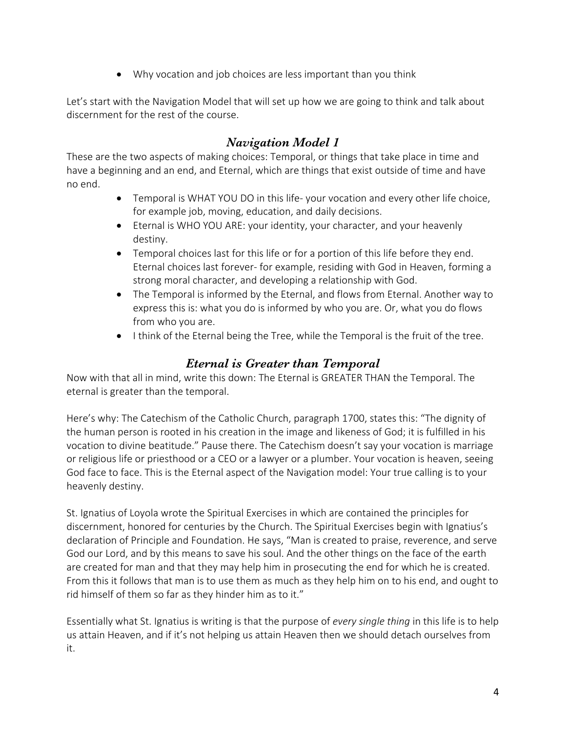- Why vocation and job choices are less important than you think

Let's start with the Navigation Model that will set up how we are going to think and talk about discernment for the rest of the course.

## *Navigation Model 1*

These are the two aspects of making choices: Temporal, or things that take place in time and have a beginning and an end, and Eternal, which are things that exist outside of time and have no end.

- Temporal is WHAT YOU DO in this life- your vocation and every other life choice, for example job, moving, education, and daily decisions.
- Eternal is WHO YOU ARE: your identity, your character, and your heavenly destiny.
- Temporal choices last for this life or for a portion of this life before they end. Eternal choices last forever- for example, residing with God in Heaven, forming a strong moral character, and developing a relationship with God.
- The Temporal is informed by the Eternal, and flows from Eternal. Another way to express this is: what you do is informed by who you are. Or, what you do flows from who you are.
- I think of the Eternal being the Tree, while the Temporal is the fruit of the tree.

## *Eternal is Greater than Temporal*

Now with that all in mind, write this down: The Eternal is GREATER THAN the Temporal. The eternal is greater than the temporal.

Here's why: The Catechism of the Catholic Church, paragraph 1700, states this: "The dignity of the human person is rooted in his creation in the image and likeness of God; it is fulfilled in his vocation to divine beatitude." Pause there. The Catechism doesn't say your vocation is marriage or religious life or priesthood or a CEO or a lawyer or a plumber. Your vocation is heaven, seeing God face to face. This is the Eternal aspect of the Navigation model: Your true calling is to your heavenly destiny.

St. Ignatius of Loyola wrote the Spiritual Exercises in which are contained the principles for discernment, honored for centuries by the Church. The Spiritual Exercises begin with Ignatius's declaration of Principle and Foundation. He says, "Man is created to praise, reverence, and serve God our Lord, and by this means to save his soul. And the other things on the face of the earth are created for man and that they may help him in prosecuting the end for which he is created. From this it follows that man is to use them as much as they help him on to his end, and ought to rid himself of them so far as they hinder him as to it."

Essentially what St. Ignatius is writing is that the purpose of *every single thing* in this life is to help us attain Heaven, and if it's not helping us attain Heaven then we should detach ourselves from it.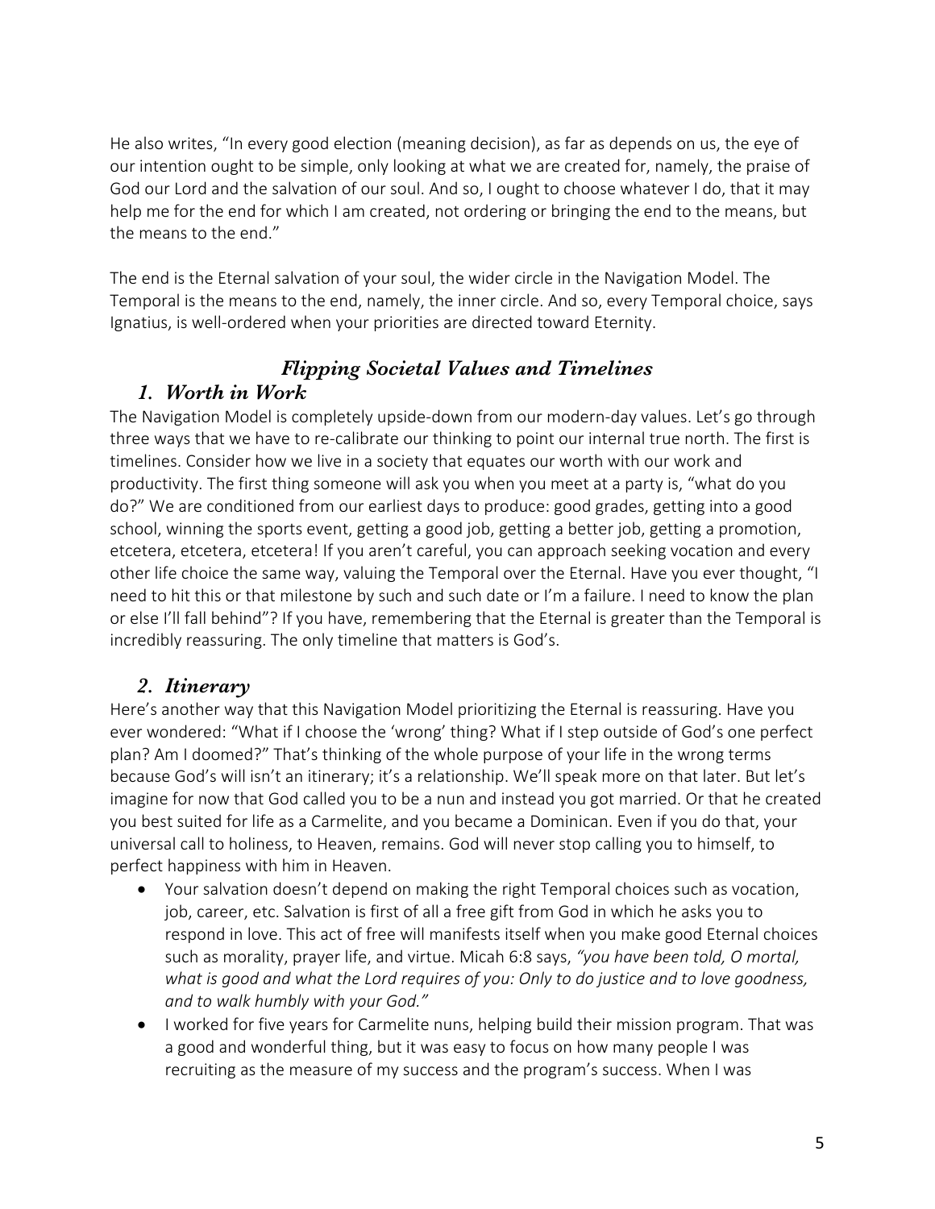He also writes, "In every good election (meaning decision), as far as depends on us, the eye of our intention ought to be simple, only looking at what we are created for, namely, the praise of God our Lord and the salvation of our soul. And so, I ought to choose whatever I do, that it may help me for the end for which I am created, not ordering or bringing the end to the means, but the means to the end."

The end is the Eternal salvation of your soul, the wider circle in the Navigation Model. The Temporal is the means to the end, namely, the inner circle. And so, every Temporal choice, says Ignatius, is well-ordered when your priorities are directed toward Eternity.

## *Flipping Societal Values and Timelines*

### *1. Worth in Work*

The Navigation Model is completely upside-down from our modern-day values. Let's go through three ways that we have to re-calibrate our thinking to point our internal true north. The first is timelines. Consider how we live in a society that equates our worth with our work and productivity. The first thing someone will ask you when you meet at a party is, "what do you do?" We are conditioned from our earliest days to produce: good grades, getting into a good school, winning the sports event, getting a good job, getting a better job, getting a promotion, etcetera, etcetera, etcetera! If you aren't careful, you can approach seeking vocation and every other life choice the same way, valuing the Temporal over the Eternal. Have you ever thought, "I need to hit this or that milestone by such and such date or I'm a failure. I need to know the plan or else I'll fall behind"? If you have, remembering that the Eternal is greater than the Temporal is incredibly reassuring. The only timeline that matters is God's.

### *2. Itinerary*

Here's another way that this Navigation Model prioritizing the Eternal is reassuring. Have you ever wondered: "What if I choose the 'wrong' thing? What if I step outside of God's one perfect plan? Am I doomed?" That's thinking of the whole purpose of your life in the wrong terms because God's will isn't an itinerary; it's a relationship. We'll speak more on that later. But let's imagine for now that God called you to be a nun and instead you got married. Or that he created you best suited for life as a Carmelite, and you became a Dominican. Even if you do that, your universal call to holiness, to Heaven, remains. God will never stop calling you to himself, to perfect happiness with him in Heaven.

- Your salvation doesn't depend on making the right Temporal choices such as vocation, job, career, etc. Salvation is first of all a free gift from God in which he asks you to respond in love. This act of free will manifests itself when you make good Eternal choices such as morality, prayer life, and virtue. Micah 6:8 says, *"you have been told, O mortal, what is good and what the Lord requires of you: Only to do justice and to love goodness, and to walk humbly with your God."*
- I worked for five years for Carmelite nuns, helping build their mission program. That was a good and wonderful thing, but it was easy to focus on how many people I was recruiting as the measure of my success and the program's success. When I was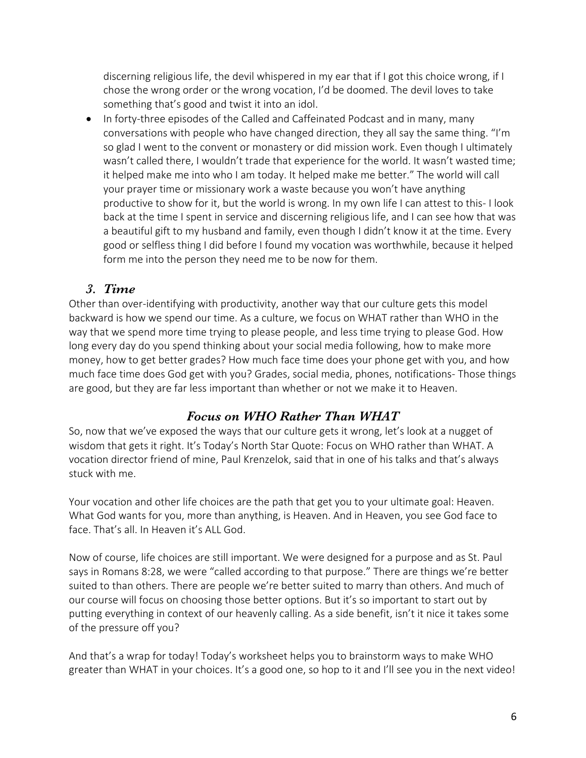discerning religious life, the devil whispered in my ear that if I got this choice wrong, if I chose the wrong order or the wrong vocation, I'd be doomed. The devil loves to take something that's good and twist it into an idol.

- In forty-three episodes of the Called and Caffeinated Podcast and in many, many conversations with people who have changed direction, they all say the same thing. "I'm so glad I went to the convent or monastery or did mission work. Even though I ultimately wasn't called there, I wouldn't trade that experience for the world. It wasn't wasted time; it helped make me into who I am today. It helped make me better." The world will call your prayer time or missionary work a waste because you won't have anything productive to show for it, but the world is wrong. In my own life I can attest to this- I look back at the time I spent in service and discerning religious life, and I can see how that was a beautiful gift to my husband and family, even though I didn't know it at the time. Every good or selfless thing I did before I found my vocation was worthwhile, because it helped form me into the person they need me to be now for them.

### *3. Time*

Other than over-identifying with productivity, another way that our culture gets this model backward is how we spend our time. As a culture, we focus on WHAT rather than WHO in the way that we spend more time trying to please people, and less time trying to please God. How long every day do you spend thinking about your social media following, how to make more money, how to get better grades? How much face time does your phone get with you, and how much face time does God get with you? Grades, social media, phones, notifications- Those things are good, but they are far less important than whether or not we make it to Heaven.

## *Focus on WHO Rather Than WHAT*

So, now that we've exposed the ways that our culture gets it wrong, let's look at a nugget of wisdom that gets it right. It's Today's North Star Quote: Focus on WHO rather than WHAT. A vocation director friend of mine, Paul Krenzelok, said that in one of his talks and that's always stuck with me.

Your vocation and other life choices are the path that get you to your ultimate goal: Heaven. What God wants for you, more than anything, is Heaven. And in Heaven, you see God face to face. That's all. In Heaven it's ALL God.

Now of course, life choices are still important. We were designed for a purpose and as St. Paul says in Romans 8:28, we were "called according to that purpose." There are things we're better suited to than others. There are people we're better suited to marry than others. And much of our course will focus on choosing those better options. But it's so important to start out by putting everything in context of our heavenly calling. As a side benefit, isn't it nice it takes some of the pressure off you?

And that's a wrap for today! Today's worksheet helps you to brainstorm ways to make WHO greater than WHAT in your choices. It's a good one, so hop to it and I'll see you in the next video!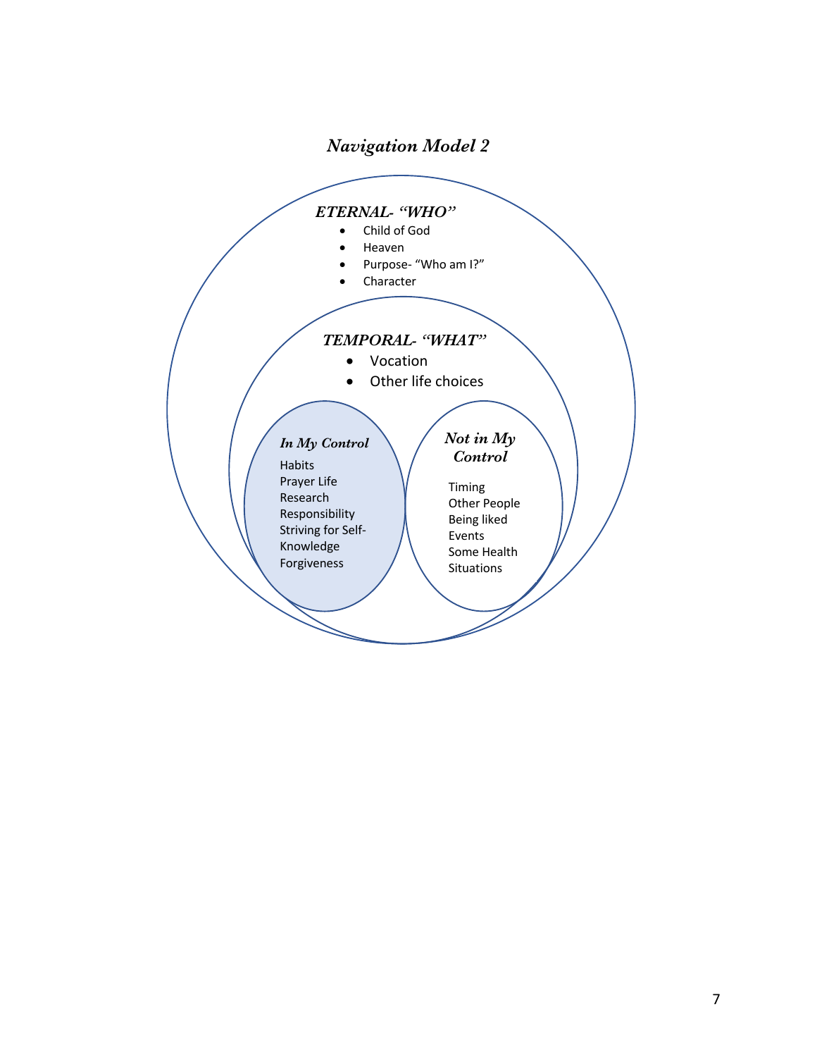## *Navigation Model 2*

***ETERNAL- "WHO"***

- Child of God
- Heaven
- Purpose- "Who am I?"
- Character

***TEMPORAL- "WHAT"***

- Vocation
- Other life choices

***In My Control***

Habits
Prayer Life
Research
Responsibility
Striving for Self-Knowledge
Forgiveness

***Not in My Control***

Timing
Other People
Being liked
Events
Some Health Situations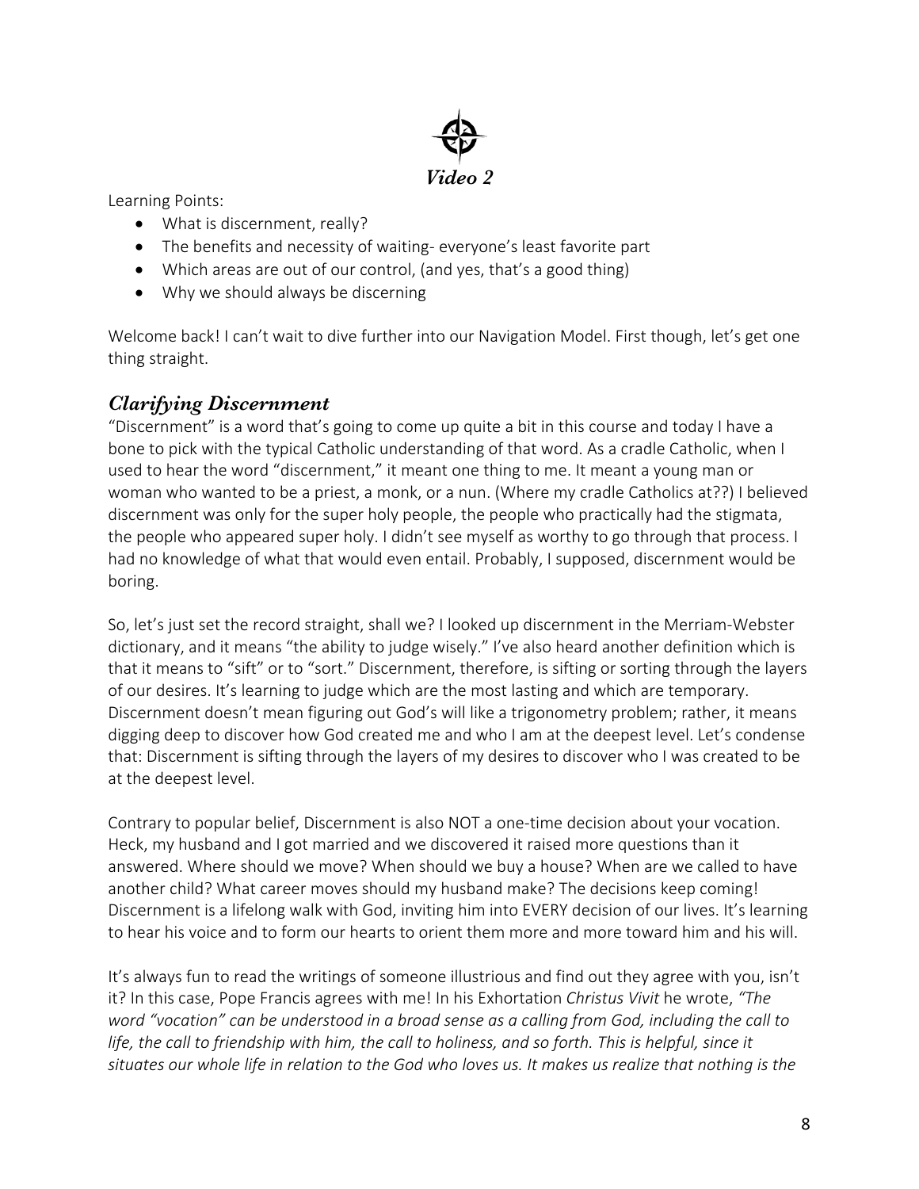## *Video 2*

Learning Points:

- What is discernment, really?
- The benefits and necessity of waiting- everyone's least favorite part
- Which areas are out of our control, (and yes, that's a good thing)
- Why we should always be discerning

Welcome back! I can't wait to dive further into our Navigation Model. First though, let's get one thing straight.

### *Clarifying Discernment*

"Discernment" is a word that's going to come up quite a bit in this course and today I have a bone to pick with the typical Catholic understanding of that word. As a cradle Catholic, when I used to hear the word "discernment," it meant one thing to me. It meant a young man or woman who wanted to be a priest, a monk, or a nun. (Where my cradle Catholics at??) I believed discernment was only for the super holy people, the people who practically had the stigmata, the people who appeared super holy. I didn't see myself as worthy to go through that process. I had no knowledge of what that would even entail. Probably, I supposed, discernment would be boring.

So, let's just set the record straight, shall we? I looked up discernment in the Merriam-Webster dictionary, and it means "the ability to judge wisely." I've also heard another definition which is that it means to "sift" or to "sort." Discernment, therefore, is sifting or sorting through the layers of our desires. It's learning to judge which are the most lasting and which are temporary. Discernment doesn't mean figuring out God's will like a trigonometry problem; rather, it means digging deep to discover how God created me and who I am at the deepest level. Let's condense that: Discernment is sifting through the layers of my desires to discover who I was created to be at the deepest level.

Contrary to popular belief, Discernment is also NOT a one-time decision about your vocation. Heck, my husband and I got married and we discovered it raised more questions than it answered. Where should we move? When should we buy a house? When are we called to have another child? What career moves should my husband make? The decisions keep coming! Discernment is a lifelong walk with God, inviting him into EVERY decision of our lives. It's learning to hear his voice and to form our hearts to orient them more and more toward him and his will.

It's always fun to read the writings of someone illustrious and find out they agree with you, isn't it? In this case, Pope Francis agrees with me! In his Exhortation *Christus Vivit* he wrote, *"The word "vocation" can be understood in a broad sense as a calling from God, including the call to life, the call to friendship with him, the call to holiness, and so forth. This is helpful, since it situates our whole life in relation to the God who loves us. It makes us realize that nothing is the*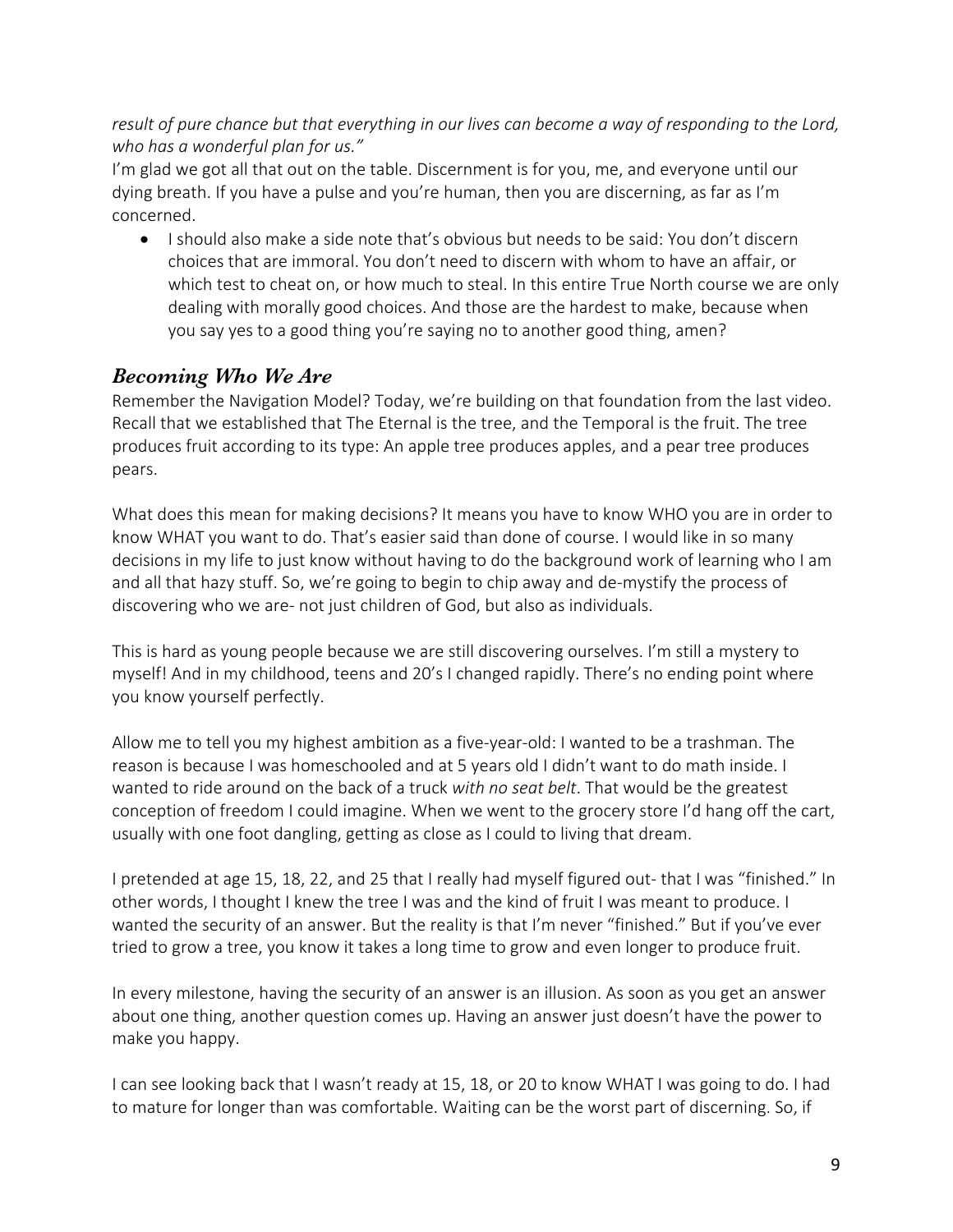*result of pure chance but that everything in our lives can become a way of responding to the Lord, who has a wonderful plan for us."*

I'm glad we got all that out on the table. Discernment is for you, me, and everyone until our dying breath. If you have a pulse and you're human, then you are discerning, as far as I'm concerned.

- I should also make a side note that's obvious but needs to be said: You don't discern choices that are immoral. You don't need to discern with whom to have an affair, or which test to cheat on, or how much to steal. In this entire True North course we are only dealing with morally good choices. And those are the hardest to make, because when you say yes to a good thing you're saying no to another good thing, amen?

## *Becoming Who We Are*

Remember the Navigation Model? Today, we're building on that foundation from the last video. Recall that we established that The Eternal is the tree, and the Temporal is the fruit. The tree produces fruit according to its type: An apple tree produces apples, and a pear tree produces pears.

What does this mean for making decisions? It means you have to know WHO you are in order to know WHAT you want to do. That's easier said than done of course. I would like in so many decisions in my life to just know without having to do the background work of learning who I am and all that hazy stuff. So, we're going to begin to chip away and de-mystify the process of discovering who we are- not just children of God, but also as individuals.

This is hard as young people because we are still discovering ourselves. I'm still a mystery to myself! And in my childhood, teens and 20's I changed rapidly. There's no ending point where you know yourself perfectly.

Allow me to tell you my highest ambition as a five-year-old: I wanted to be a trashman. The reason is because I was homeschooled and at 5 years old I didn't want to do math inside. I wanted to ride around on the back of a truck *with no seat belt*. That would be the greatest conception of freedom I could imagine. When we went to the grocery store I'd hang off the cart, usually with one foot dangling, getting as close as I could to living that dream.

I pretended at age 15, 18, 22, and 25 that I really had myself figured out- that I was "finished." In other words, I thought I knew the tree I was and the kind of fruit I was meant to produce. I wanted the security of an answer. But the reality is that I'm never "finished." But if you've ever tried to grow a tree, you know it takes a long time to grow and even longer to produce fruit.

In every milestone, having the security of an answer is an illusion. As soon as you get an answer about one thing, another question comes up. Having an answer just doesn't have the power to make you happy.

I can see looking back that I wasn't ready at 15, 18, or 20 to know WHAT I was going to do. I had to mature for longer than was comfortable. Waiting can be the worst part of discerning. So, if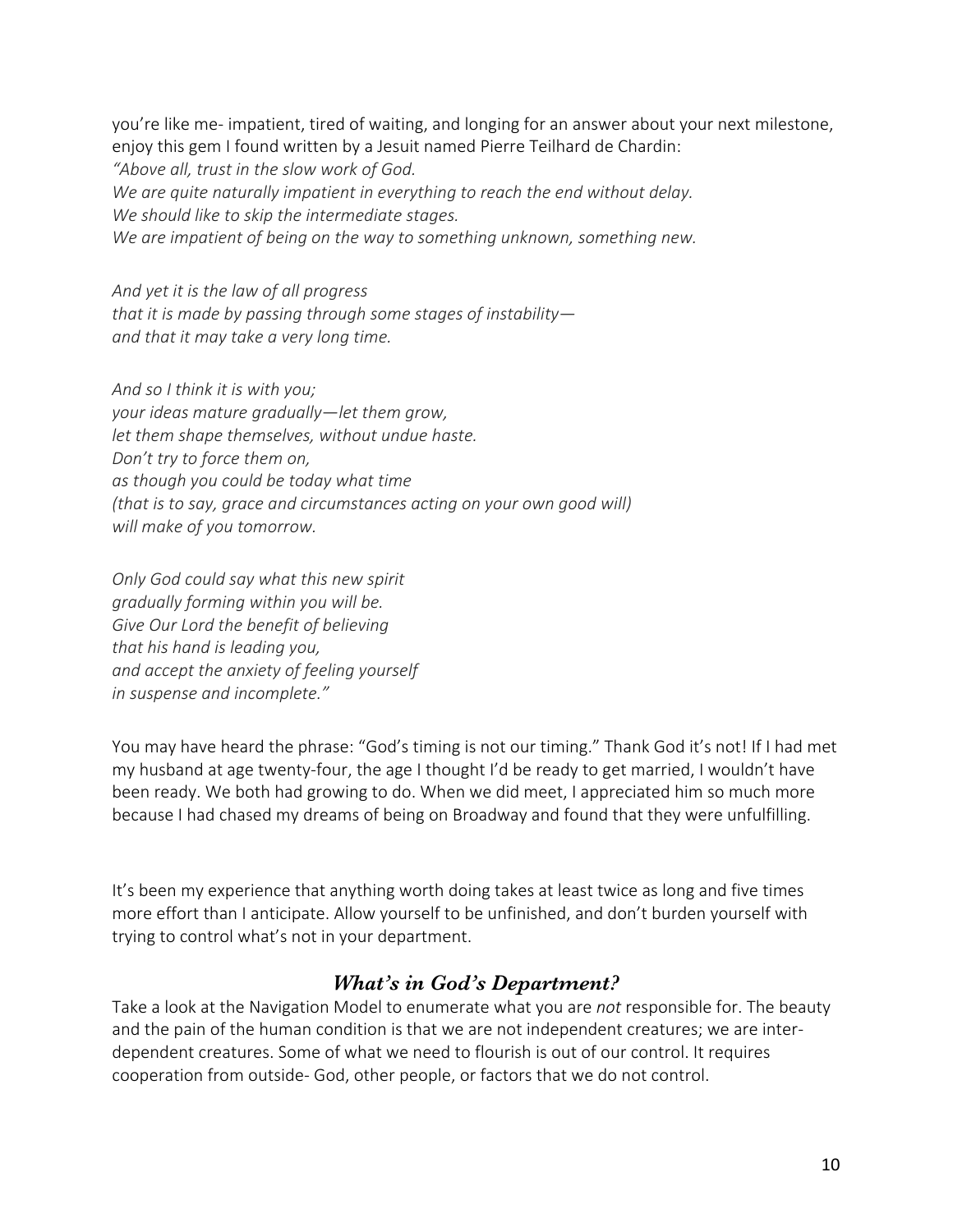you're like me- impatient, tired of waiting, and longing for an answer about your next milestone, enjoy this gem I found written by a Jesuit named Pierre Teilhard de Chardin:

*"Above all, trust in the slow work of God.*
*We are quite naturally impatient in everything to reach the end without delay.*
*We should like to skip the intermediate stages.*
*We are impatient of being on the way to something unknown, something new.*

*And yet it is the law of all progress*
*that it is made by passing through some stages of instability—*
*and that it may take a very long time.*

*And so I think it is with you;*
*your ideas mature gradually—let them grow,*
*let them shape themselves, without undue haste.*
*Don't try to force them on,*
*as though you could be today what time*
*(that is to say, grace and circumstances acting on your own good will)*
*will make of you tomorrow.*

*Only God could say what this new spirit*
*gradually forming within you will be.*
*Give Our Lord the benefit of believing*
*that his hand is leading you,*
*and accept the anxiety of feeling yourself*
*in suspense and incomplete."*

You may have heard the phrase: "God's timing is not our timing." Thank God it's not! If I had met my husband at age twenty-four, the age I thought I'd be ready to get married, I wouldn't have been ready. We both had growing to do. When we did meet, I appreciated him so much more because I had chased my dreams of being on Broadway and found that they were unfulfilling.

It's been my experience that anything worth doing takes at least twice as long and five times more effort than I anticipate. Allow yourself to be unfinished, and don't burden yourself with trying to control what's not in your department.

## *What's in God's Department?*

Take a look at the Navigation Model to enumerate what you are *not* responsible for. The beauty and the pain of the human condition is that we are not independent creatures; we are inter-dependent creatures. Some of what we need to flourish is out of our control. It requires cooperation from outside- God, other people, or factors that we do not control.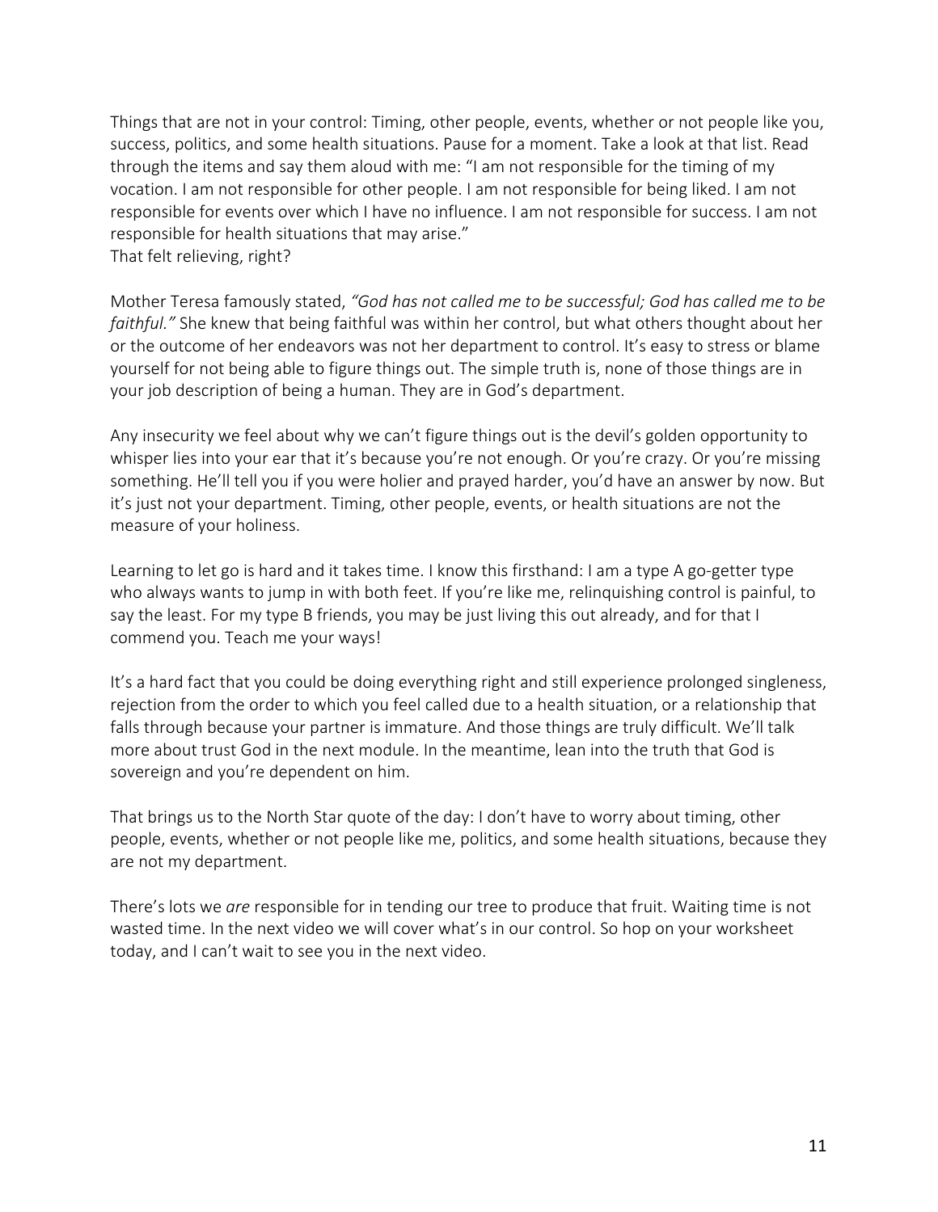Things that are not in your control: Timing, other people, events, whether or not people like you, success, politics, and some health situations. Pause for a moment. Take a look at that list. Read through the items and say them aloud with me: "I am not responsible for the timing of my vocation. I am not responsible for other people. I am not responsible for being liked. I am not responsible for events over which I have no influence. I am not responsible for success. I am not responsible for health situations that may arise."
That felt relieving, right?

Mother Teresa famously stated, *"God has not called me to be successful; God has called me to be faithful."* She knew that being faithful was within her control, but what others thought about her or the outcome of her endeavors was not her department to control. It's easy to stress or blame yourself for not being able to figure things out. The simple truth is, none of those things are in your job description of being a human. They are in God's department.

Any insecurity we feel about why we can't figure things out is the devil's golden opportunity to whisper lies into your ear that it's because you're not enough. Or you're crazy. Or you're missing something. He'll tell you if you were holier and prayed harder, you'd have an answer by now. But it's just not your department. Timing, other people, events, or health situations are not the measure of your holiness.

Learning to let go is hard and it takes time. I know this firsthand: I am a type A go-getter type who always wants to jump in with both feet. If you're like me, relinquishing control is painful, to say the least. For my type B friends, you may be just living this out already, and for that I commend you. Teach me your ways!

It's a hard fact that you could be doing everything right and still experience prolonged singleness, rejection from the order to which you feel called due to a health situation, or a relationship that falls through because your partner is immature. And those things are truly difficult. We'll talk more about trust God in the next module. In the meantime, lean into the truth that God is sovereign and you're dependent on him.

That brings us to the North Star quote of the day: I don't have to worry about timing, other people, events, whether or not people like me, politics, and some health situations, because they are not my department.

There's lots we *are* responsible for in tending our tree to produce that fruit. Waiting time is not wasted time. In the next video we will cover what's in our control. So hop on your worksheet today, and I can't wait to see you in the next video.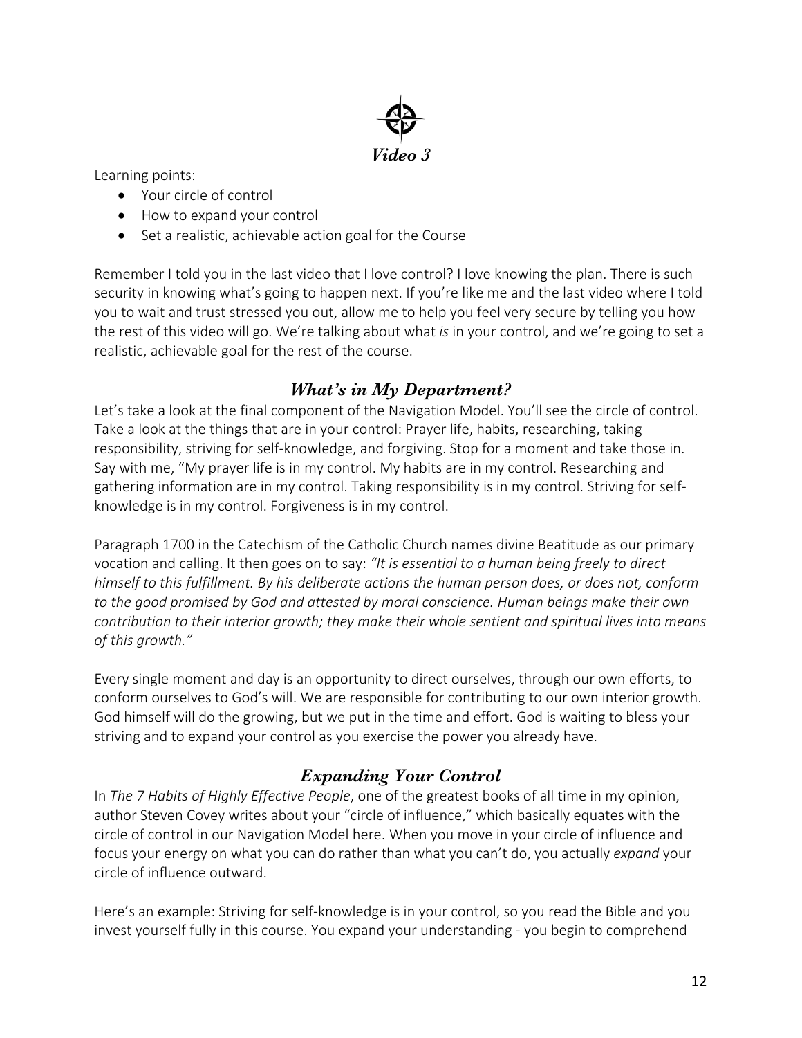# *Video 3*

Learning points:

- Your circle of control
- How to expand your control
- Set a realistic, achievable action goal for the Course

Remember I told you in the last video that I love control? I love knowing the plan. There is such security in knowing what's going to happen next. If you're like me and the last video where I told you to wait and trust stressed you out, allow me to help you feel very secure by telling you how the rest of this video will go. We're talking about what *is* in your control, and we're going to set a realistic, achievable goal for the rest of the course.

## *What's in My Department?*

Let's take a look at the final component of the Navigation Model. You'll see the circle of control. Take a look at the things that are in your control: Prayer life, habits, researching, taking responsibility, striving for self-knowledge, and forgiving. Stop for a moment and take those in. Say with me, "My prayer life is in my control. My habits are in my control. Researching and gathering information are in my control. Taking responsibility is in my control. Striving for self-knowledge is in my control. Forgiveness is in my control.

Paragraph 1700 in the Catechism of the Catholic Church names divine Beatitude as our primary vocation and calling. It then goes on to say: *"It is essential to a human being freely to direct himself to this fulfillment. By his deliberate actions the human person does, or does not, conform to the good promised by God and attested by moral conscience. Human beings make their own contribution to their interior growth; they make their whole sentient and spiritual lives into means of this growth."*

Every single moment and day is an opportunity to direct ourselves, through our own efforts, to conform ourselves to God's will. We are responsible for contributing to our own interior growth. God himself will do the growing, but we put in the time and effort. God is waiting to bless your striving and to expand your control as you exercise the power you already have.

## *Expanding Your Control*

In *The 7 Habits of Highly Effective People*, one of the greatest books of all time in my opinion, author Steven Covey writes about your "circle of influence," which basically equates with the circle of control in our Navigation Model here. When you move in your circle of influence and focus your energy on what you can do rather than what you can't do, you actually *expand* your circle of influence outward.

Here's an example: Striving for self-knowledge is in your control, so you read the Bible and you invest yourself fully in this course. You expand your understanding - you begin to comprehend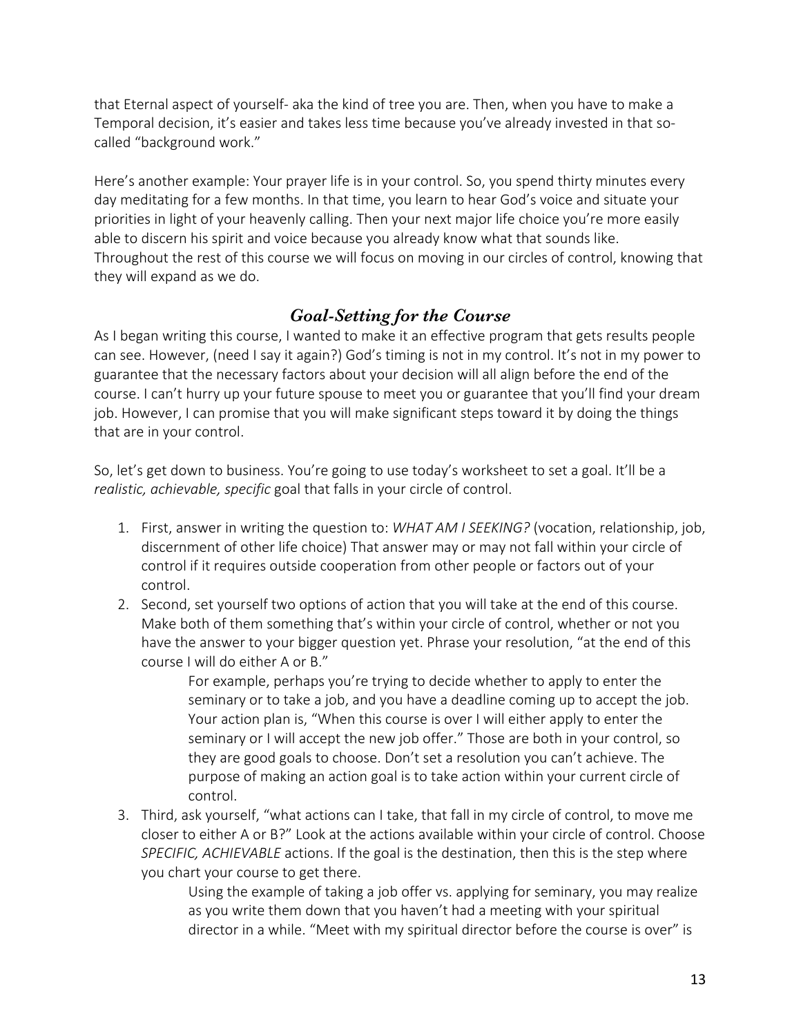that Eternal aspect of yourself- aka the kind of tree you are. Then, when you have to make a Temporal decision, it's easier and takes less time because you've already invested in that so-called "background work."

Here's another example: Your prayer life is in your control. So, you spend thirty minutes every day meditating for a few months. In that time, you learn to hear God's voice and situate your priorities in light of your heavenly calling. Then your next major life choice you're more easily able to discern his spirit and voice because you already know what that sounds like. Throughout the rest of this course we will focus on moving in our circles of control, knowing that they will expand as we do.

## *Goal-Setting for the Course*

As I began writing this course, I wanted to make it an effective program that gets results people can see. However, (need I say it again?) God's timing is not in my control. It's not in my power to guarantee that the necessary factors about your decision will all align before the end of the course. I can't hurry up your future spouse to meet you or guarantee that you'll find your dream job. However, I can promise that you will make significant steps toward it by doing the things that are in your control.

So, let's get down to business. You're going to use today's worksheet to set a goal. It'll be a *realistic, achievable, specific* goal that falls in your circle of control.

1. First, answer in writing the question to: *WHAT AM I SEEKING?* (vocation, relationship, job, discernment of other life choice) That answer may or may not fall within your circle of control if it requires outside cooperation from other people or factors out of your control.
2. Second, set yourself two options of action that you will take at the end of this course. Make both of them something that's within your circle of control, whether or not you have the answer to your bigger question yet. Phrase your resolution, "at the end of this course I will do either A or B."

   For example, perhaps you're trying to decide whether to apply to enter the seminary or to take a job, and you have a deadline coming up to accept the job. Your action plan is, "When this course is over I will either apply to enter the seminary or I will accept the new job offer." Those are both in your control, so they are good goals to choose. Don't set a resolution you can't achieve. The purpose of making an action goal is to take action within your current circle of control.
3. Third, ask yourself, "what actions can I take, that fall in my circle of control, to move me closer to either A or B?" Look at the actions available within your circle of control. Choose *SPECIFIC, ACHIEVABLE* actions. If the goal is the destination, then this is the step where you chart your course to get there.

   Using the example of taking a job offer vs. applying for seminary, you may realize as you write them down that you haven't had a meeting with your spiritual director in a while. "Meet with my spiritual director before the course is over" is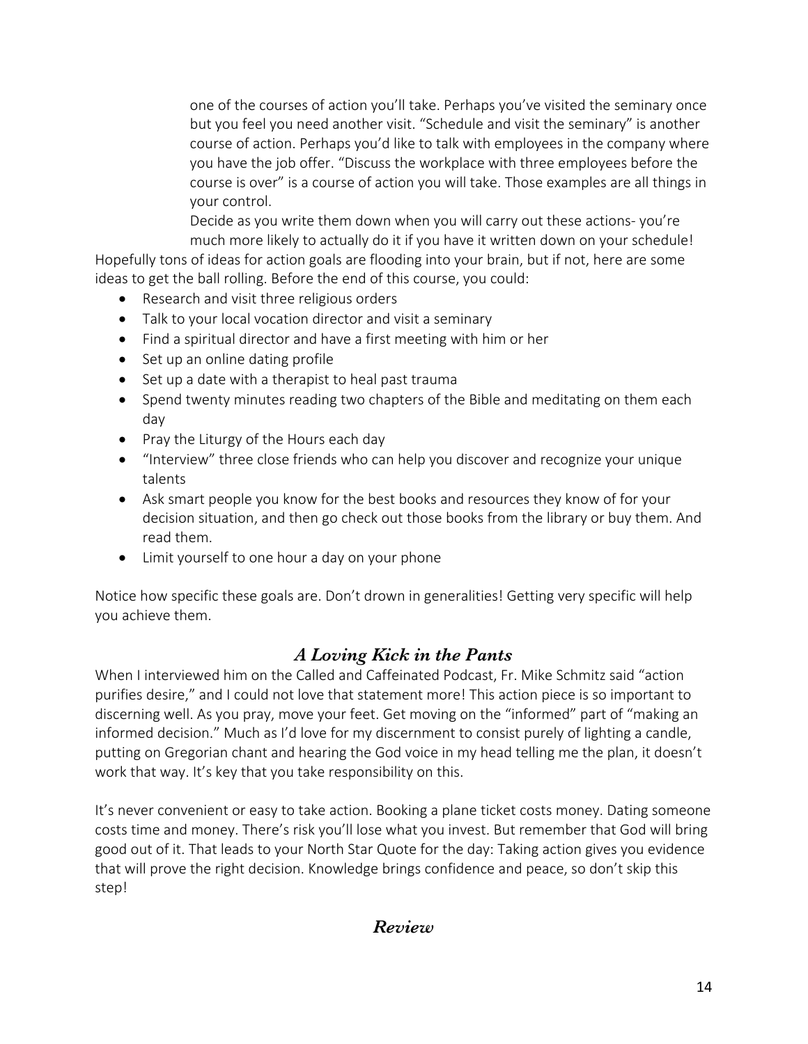one of the courses of action you'll take. Perhaps you've visited the seminary once but you feel you need another visit. "Schedule and visit the seminary" is another course of action. Perhaps you'd like to talk with employees in the company where you have the job offer. "Discuss the workplace with three employees before the course is over" is a course of action you will take. Those examples are all things in your control.

Decide as you write them down when you will carry out these actions- you're much more likely to actually do it if you have it written down on your schedule!

Hopefully tons of ideas for action goals are flooding into your brain, but if not, here are some ideas to get the ball rolling. Before the end of this course, you could:

- Research and visit three religious orders
- Talk to your local vocation director and visit a seminary
- Find a spiritual director and have a first meeting with him or her
- Set up an online dating profile
- Set up a date with a therapist to heal past trauma
- Spend twenty minutes reading two chapters of the Bible and meditating on them each day
- Pray the Liturgy of the Hours each day
- "Interview" three close friends who can help you discover and recognize your unique talents
- Ask smart people you know for the best books and resources they know of for your decision situation, and then go check out those books from the library or buy them. And read them.
- Limit yourself to one hour a day on your phone

Notice how specific these goals are. Don't drown in generalities! Getting very specific will help you achieve them.

## *A Loving Kick in the Pants*

When I interviewed him on the Called and Caffeinated Podcast, Fr. Mike Schmitz said "action purifies desire," and I could not love that statement more! This action piece is so important to discerning well. As you pray, move your feet. Get moving on the "informed" part of "making an informed decision." Much as I'd love for my discernment to consist purely of lighting a candle, putting on Gregorian chant and hearing the God voice in my head telling me the plan, it doesn't work that way. It's key that you take responsibility on this.

It's never convenient or easy to take action. Booking a plane ticket costs money. Dating someone costs time and money. There's risk you'll lose what you invest. But remember that God will bring good out of it. That leads to your North Star Quote for the day: Taking action gives you evidence that will prove the right decision. Knowledge brings confidence and peace, so don't skip this step!

## *Review*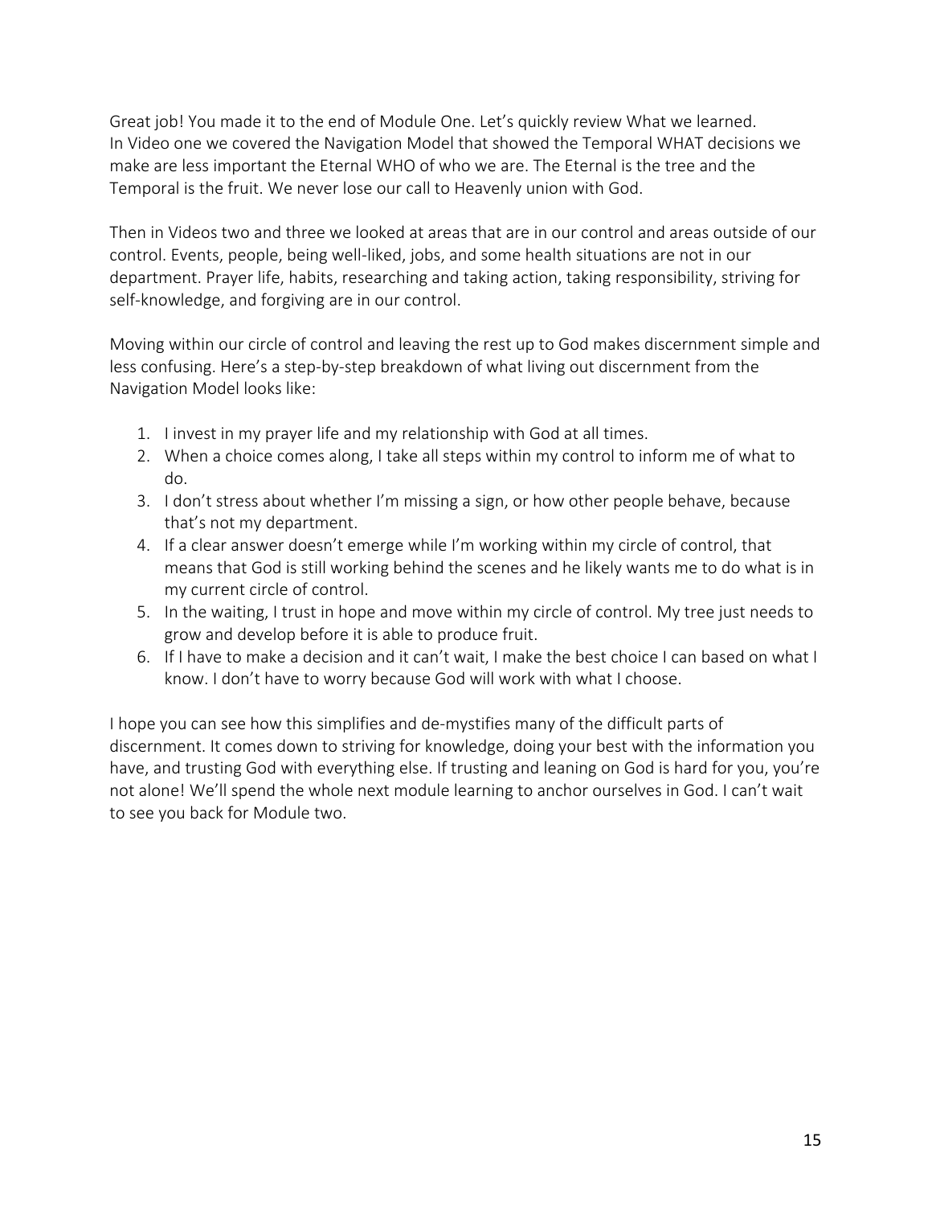Great job! You made it to the end of Module One. Let's quickly review What we learned. In Video one we covered the Navigation Model that showed the Temporal WHAT decisions we make are less important the Eternal WHO of who we are. The Eternal is the tree and the Temporal is the fruit. We never lose our call to Heavenly union with God.

Then in Videos two and three we looked at areas that are in our control and areas outside of our control. Events, people, being well-liked, jobs, and some health situations are not in our department. Prayer life, habits, researching and taking action, taking responsibility, striving for self-knowledge, and forgiving are in our control.

Moving within our circle of control and leaving the rest up to God makes discernment simple and less confusing. Here's a step-by-step breakdown of what living out discernment from the Navigation Model looks like:

1. I invest in my prayer life and my relationship with God at all times.
2. When a choice comes along, I take all steps within my control to inform me of what to do.
3. I don't stress about whether I'm missing a sign, or how other people behave, because that's not my department.
4. If a clear answer doesn't emerge while I'm working within my circle of control, that means that God is still working behind the scenes and he likely wants me to do what is in my current circle of control.
5. In the waiting, I trust in hope and move within my circle of control. My tree just needs to grow and develop before it is able to produce fruit.
6. If I have to make a decision and it can't wait, I make the best choice I can based on what I know. I don't have to worry because God will work with what I choose.

I hope you can see how this simplifies and de-mystifies many of the difficult parts of discernment. It comes down to striving for knowledge, doing your best with the information you have, and trusting God with everything else. If trusting and leaning on God is hard for you, you're not alone! We'll spend the whole next module learning to anchor ourselves in God. I can't wait to see you back for Module two.